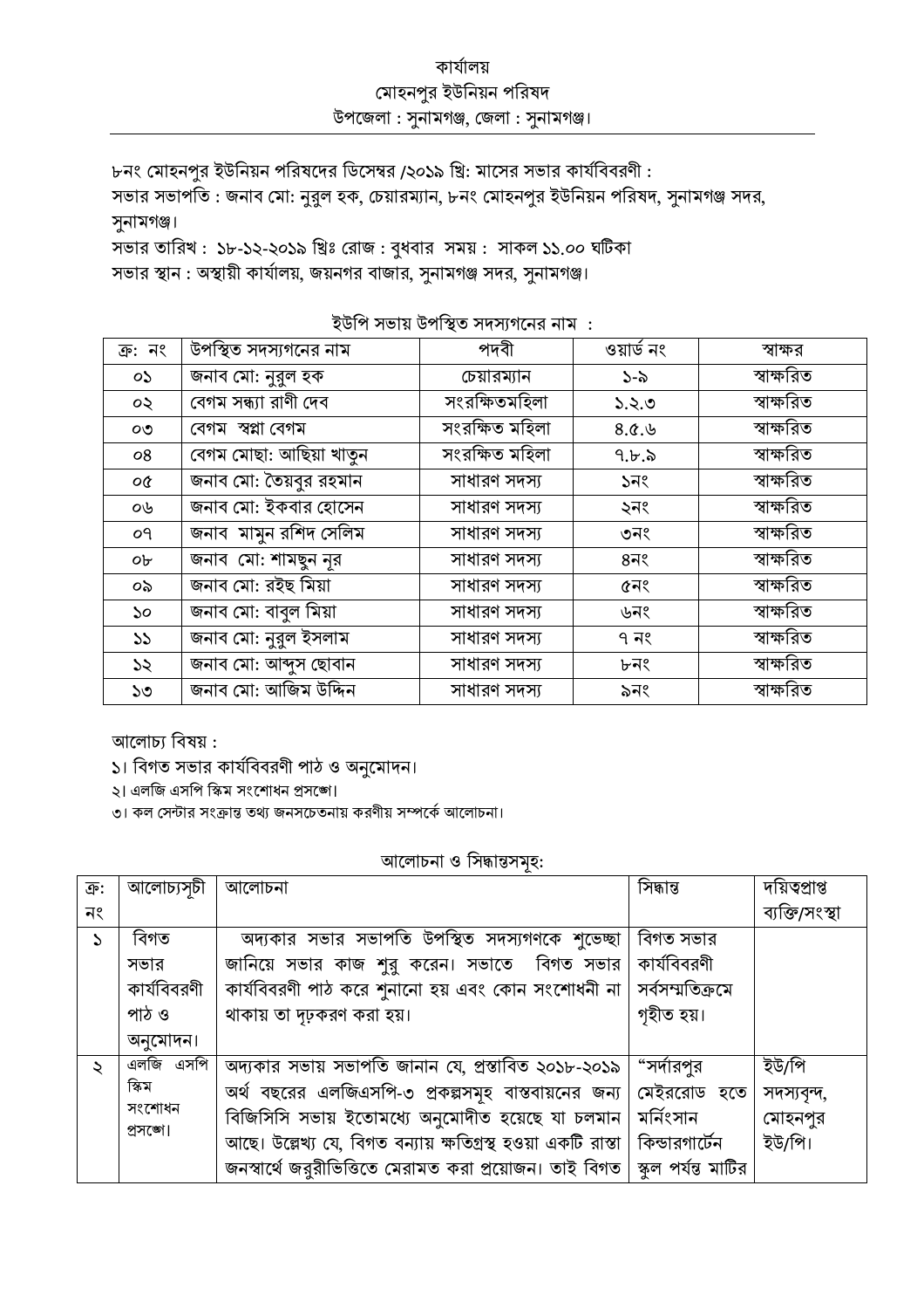কার্যালয়

মোহনপুর ইউনিয়ন পরিষদ

উপজেলা : সুনামগঞ্জ, জেলা : সুনামগঞ্জ।

---

৮নং মোহনপুর ইউনিয়ন পরিষদের ডিসেম্বর /২০১৯ খ্রি: মাসের সভার কার্যবিবরণী :

সভার সভাপতি : জনাব মো: নুরুল হক, চেয়ারম্যান, ৮নং মোহনপুর ইউনিয়ন পরিষদ, সুনামগঞ্জ সদর, সুনামগঞ্জ।

সভার তারিখ : ১৮-১২-২০১৯ খ্রিঃ রোজ : বুধবার সময় : সাকল ১১.০০ ঘটিকা

সভার স্থান : অস্থায়ী কার্যালয়, জয়নগর বাজার, সুনামগঞ্জ সদর, সুনামগঞ্জ।

ইউপি সভায় উপস্থিত সদস্যগনের নাম :

| ক্র: নং | উপস্থিত সদস্যগনের নাম | পদবী | ওয়ার্ড নং | স্বাক্ষর |
|---|---|---|---|---|
| ০১ | জনাব মো: নুরুল হক | চেয়ারম্যান | ১-৯ | স্বাক্ষরিত |
| ০২ | বেগম সন্ধ্যা রাণী দেব | সংরক্ষিতমহিলা | ১.২.৩ | স্বাক্ষরিত |
| ০৩ | বেগম স্বপ্না বেগম | সংরক্ষিত মহিলা | ৪.৫.৬ | স্বাক্ষরিত |
| ০৪ | বেগম মোছা: আছিয়া খাতুন | সংরক্ষিত মহিলা | ৭.৮.৯ | স্বাক্ষরিত |
| ০৫ | জনাব মো: তৈয়বুর রহমান | সাধারণ সদস্য | ১নং | স্বাক্ষরিত |
| ০৬ | জনাব মো: ইকবার হোসেন | সাধারণ সদস্য | ২নং | স্বাক্ষরিত |
| ০৭ | জনাব মামুন রশিদ সেলিম | সাধারণ সদস্য | ৩নং | স্বাক্ষরিত |
| ০৮ | জনাব মো: শামছুন নূর | সাধারণ সদস্য | ৪নং | স্বাক্ষরিত |
| ০৯ | জনাব মো: রইছ মিয়া | সাধারণ সদস্য | ৫নং | স্বাক্ষরিত |
| ১০ | জনাব মো: বাবুল মিয়া | সাধারণ সদস্য | ৬নং | স্বাক্ষরিত |
| ১১ | জনাব মো: নুরুল ইসলাম | সাধারণ সদস্য | ৭ নং | স্বাক্ষরিত |
| ১২ | জনাব মো: আব্দুস ছোবান | সাধারণ সদস্য | ৮নং | স্বাক্ষরিত |
| ১৩ | জনাব মো: আজিম উদ্দিন | সাধারণ সদস্য | ৯নং | স্বাক্ষরিত |

আলোচ্য বিষয় :

১। বিগত সভার কার্যবিবরণী পাঠ ও অনুমোদন।

২। এলজি এসপি স্কিম সংশোধন প্রসঙ্গে।

৩। কল সেন্টার সংক্রান্ত তথ্য জনসচেতনায় করণীয় সম্পর্কে আলোচনা।

আলোচনা ও সিদ্ধান্তসমূহ:

| ক্র: নং | আলোচ্যসূচী | আলোচনা | সিদ্ধান্ত | দয়িত্বপ্রাপ্ত ব্যক্তি/সংস্থা |
|---|---|---|---|---|
| ১ | বিগত সভার কার্যবিবরণী পাঠ ও অনুমোদন। | অদ্যকার সভার সভাপতি উপস্থিত সদস্যগণকে শুভেচ্ছা জানিয়ে সভার কাজ শুরু করেন। সভাতে বিগত সভার কার্যবিবরণী পাঠ করে শুনানো হয় এবং কোন সংশোধনী না থাকায় তা দৃঢ়করণ করা হয়। | বিগত সভার কার্যবিবরণী সর্বসম্মতিক্রমে গৃহীত হয়। | |
| ২ | এলজি এসপি স্কিম সংশোধন প্রসঙ্গে। | অদ্যকার সভায় সভাপতি জানান যে, প্রস্তাবিত ২০১৮-২০১৯ অর্থ বছরের এলজিএসপি-৩ প্রকল্পসমূহ বাস্তবায়নের জন্য বিজিসিসি সভায় ইতোমধ্যে অনুমোদীত হয়েছে যা চলমান আছে। উল্লেখ্য যে, বিগত বন্যায় ক্ষতিগ্রস্থ হওয়া একটি রাস্তা জনস্বার্থে জরুরীভিত্তিতে মেরামত করা প্রয়োজন। তাই বিগত | "সর্দারপুর মেইররোড হতে মর্নিংসান কিন্ডারগার্টেন স্কুল পর্যন্ত মাটির | ইউ/পি সদস্যবৃন্দ, মোহনপুর ইউ/পি। |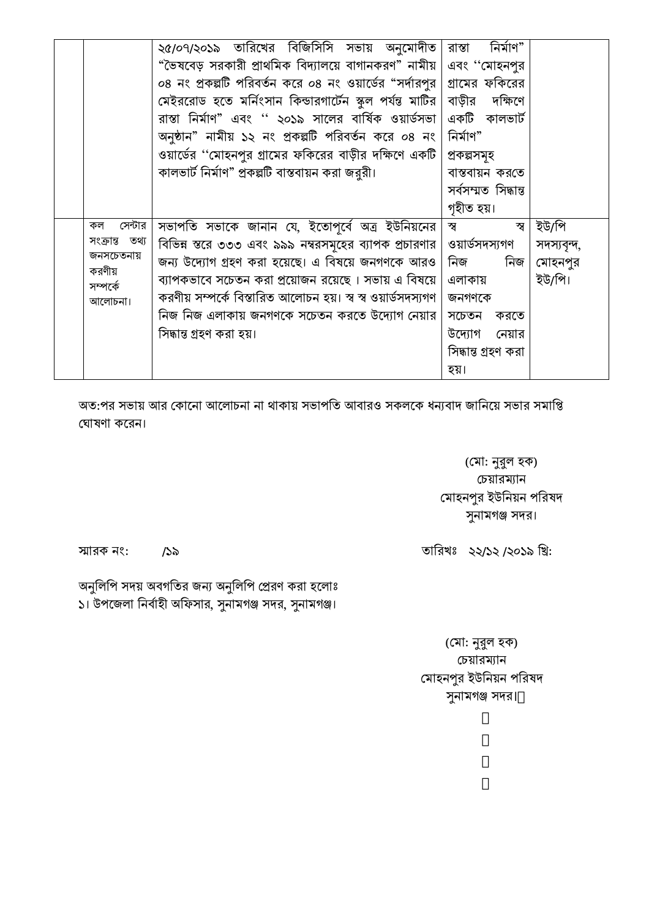| | | | | |
|---|---|---|---|---|
| | | ২৫/০৭/২০১৯ তারিখের বিজিসিসি সভায় অনুমোদীত "ভৈষবেড় সরকারী প্রাথমিক বিদ্যালয়ে বাগানকরণ" নামীয় ০৪ নং প্রকল্পটি পরিবর্তন করে ০৪ নং ওয়ার্ডের "সর্দারপুর মেইররোড হতে মর্নিংসান কিন্ডারগার্টেন স্কুল পর্যন্ত মাটির রাস্তা নির্মাণ" এবং '' ২০১৯ সালের বার্ষিক ওয়ার্ডসভা অনুষ্ঠান" নামীয় ১২ নং প্রকল্পটি পরিবর্তন করে ০৪ নং ওয়ার্ডের ''মোহনপুর গ্রামের ফকিরের বাড়ীর দক্ষিণে একটি কালভার্ট নির্মাণ" প্রকল্পটি বাস্তবায়ন করা জরুরী। | রাস্তা নির্মাণ" এবং ''মোহনপুর গ্রামের ফকিরের বাড়ীর দক্ষিণে একটি কালভার্ট নির্মাণ" প্রকল্পসমূহ বাস্তবায়ন করতে সর্বসম্মত সিদ্ধান্ত গৃহীত হয়। | |
| | কল সেন্টার সংক্রান্ত তথ্য জনসচেতনায় করণীয় সম্পর্কে আলোচনা। | সভাপতি সভাকে জানান যে, ইতোপূর্বে অত্র ইউনিয়নের বিভিন্ন স্তরে ৩৩৩ এবং ৯৯৯ নম্বরসমূহের ব্যাপক প্রচারণার জন্য উদ্যোগ গ্রহণ করা হয়েছে। এ বিষয়ে জনগণকে আরও ব্যাপকভাবে সচেতন করা প্রয়োজন রয়েছে । সভায় এ বিষয়ে করণীয় সম্পর্কে বিস্তারিত আলোচন হয়। স্ব স্ব ওয়ার্ডসদস্যগণ নিজ নিজ এলাকায় জনগণকে সচেতন করতে উদ্যোগ নেয়ার সিদ্ধান্ত গ্রহণ করা হয়। | স্ব স্ব ওয়ার্ডসদস্যগণ নিজ নিজ এলাকায় জনগণকে সচেতন করতে উদ্যোগ নেয়ার সিদ্ধান্ত গ্রহণ করা হয়। | ইউ/পি সদস্যবৃন্দ, মোহনপুর ইউ/পি। |

অত:পর সভায় আর কোনো আলোচনা না থাকায় সভাপতি আবারও সকলকে ধন্যবাদ জানিয়ে সভার সমাপ্তি ঘোষণা করেন।

(মো: নুরুল হক)
চেয়ারম্যান
মোহনপুর ইউনিয়ন পরিষদ
সুনামগঞ্জ সদর।

স্মারক নং: /১৯ তারিখঃ ২২/১২ /২০১৯ খ্রি:

অনুলিপি সদয় অবগতির জন্য অনুলিপি প্রেরণ করা হলোঃ
১। উপজেলা নির্বাহী অফিসার, সুনামগঞ্জ সদর, সুনামগঞ্জ।

(মো: নুরুল হক)
চেয়ারম্যান
মোহনপুর ইউনিয়ন পরিষদ
সুনামগঞ্জ সদর।